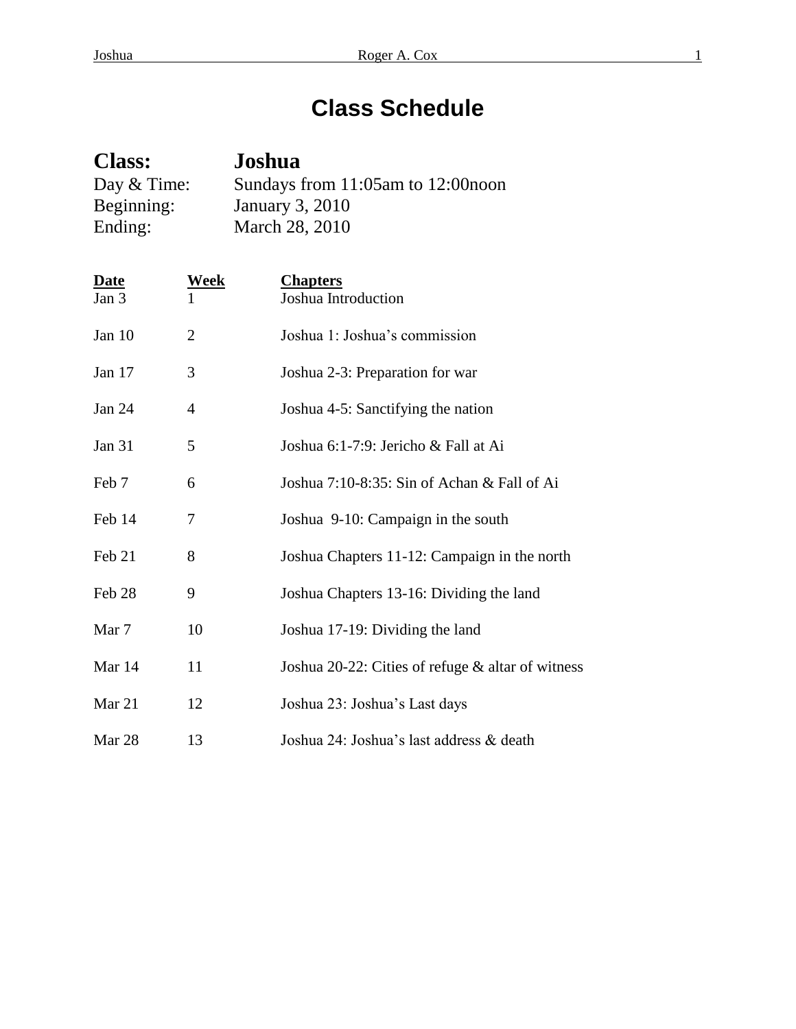# Class Schedule

**Class:** **Joshua**
Day & Time: Sundays from 11:05am to 12:00noon
Beginning: January 3, 2010
Ending: March 28, 2010

| Date | Week | Chapters |
|---|---|---|
| Jan 3 | 1 | Joshua Introduction |
| Jan 10 | 2 | Joshua 1: Joshua's commission |
| Jan 17 | 3 | Joshua 2-3: Preparation for war |
| Jan 24 | 4 | Joshua 4-5: Sanctifying the nation |
| Jan 31 | 5 | Joshua 6:1-7:9: Jericho & Fall at Ai |
| Feb 7 | 6 | Joshua 7:10-8:35: Sin of Achan & Fall of Ai |
| Feb 14 | 7 | Joshua 9-10: Campaign in the south |
| Feb 21 | 8 | Joshua Chapters 11-12: Campaign in the north |
| Feb 28 | 9 | Joshua Chapters 13-16: Dividing the land |
| Mar 7 | 10 | Joshua 17-19: Dividing the land |
| Mar 14 | 11 | Joshua 20-22: Cities of refuge & altar of witness |
| Mar 21 | 12 | Joshua 23: Joshua's Last days |
| Mar 28 | 13 | Joshua 24: Joshua's last address & death |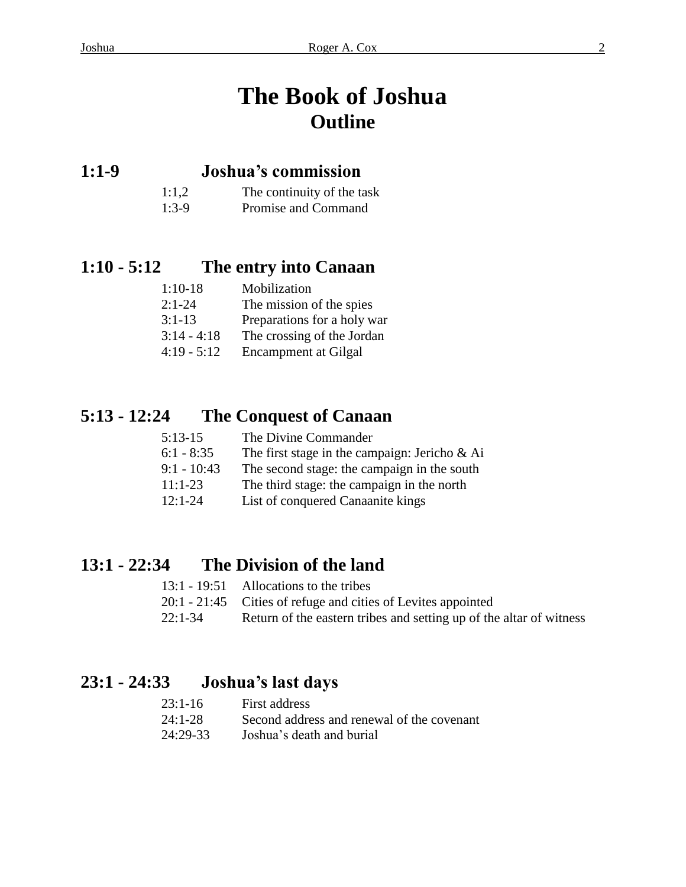# The Book of Joshua

## Outline

### 1:1-9 Joshua's commission

| | |
|---|---|
| 1:1,2 | The continuity of the task |
| 1:3-9 | Promise and Command |

### 1:10 - 5:12 The entry into Canaan

| | |
|---|---|
| 1:10-18 | Mobilization |
| 2:1-24 | The mission of the spies |
| 3:1-13 | Preparations for a holy war |
| 3:14 - 4:18 | The crossing of the Jordan |
| 4:19 - 5:12 | Encampment at Gilgal |

### 5:13 - 12:24 The Conquest of Canaan

| | |
|---|---|
| 5:13-15 | The Divine Commander |
| 6:1 - 8:35 | The first stage in the campaign: Jericho & Ai |
| 9:1 - 10:43 | The second stage: the campaign in the south |
| 11:1-23 | The third stage: the campaign in the north |
| 12:1-24 | List of conquered Canaanite kings |

### 13:1 - 22:34 The Division of the land

| | |
|---|---|
| 13:1 - 19:51 | Allocations to the tribes |
| 20:1 - 21:45 | Cities of refuge and cities of Levites appointed |
| 22:1-34 | Return of the eastern tribes and setting up of the altar of witness |

### 23:1 - 24:33 Joshua's last days

| | |
|---|---|
| 23:1-16 | First address |
| 24:1-28 | Second address and renewal of the covenant |
| 24:29-33 | Joshua's death and burial |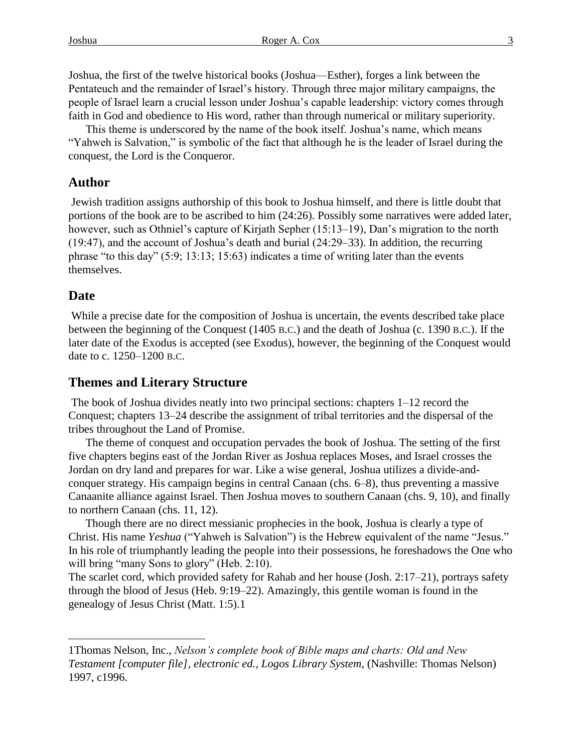Joshua, the first of the twelve historical books (Joshua—Esther), forges a link between the Pentateuch and the remainder of Israel's history. Through three major military campaigns, the people of Israel learn a crucial lesson under Joshua's capable leadership: victory comes through faith in God and obedience to His word, rather than through numerical or military superiority.

This theme is underscored by the name of the book itself. Joshua's name, which means "Yahweh is Salvation," is symbolic of the fact that although he is the leader of Israel during the conquest, the Lord is the Conqueror.

## Author

Jewish tradition assigns authorship of this book to Joshua himself, and there is little doubt that portions of the book are to be ascribed to him (24:26). Possibly some narratives were added later, however, such as Othniel's capture of Kirjath Sepher (15:13–19), Dan's migration to the north (19:47), and the account of Joshua's death and burial (24:29–33). In addition, the recurring phrase "to this day" (5:9; 13:13; 15:63) indicates a time of writing later than the events themselves.

## Date

While a precise date for the composition of Joshua is uncertain, the events described take place between the beginning of the Conquest (1405 B.C.) and the death of Joshua (c. 1390 B.C.). If the later date of the Exodus is accepted (see Exodus), however, the beginning of the Conquest would date to c. 1250–1200 B.C.

## Themes and Literary Structure

The book of Joshua divides neatly into two principal sections: chapters 1–12 record the Conquest; chapters 13–24 describe the assignment of tribal territories and the dispersal of the tribes throughout the Land of Promise.

The theme of conquest and occupation pervades the book of Joshua. The setting of the first five chapters begins east of the Jordan River as Joshua replaces Moses, and Israel crosses the Jordan on dry land and prepares for war. Like a wise general, Joshua utilizes a divide-and-conquer strategy. His campaign begins in central Canaan (chs. 6–8), thus preventing a massive Canaanite alliance against Israel. Then Joshua moves to southern Canaan (chs. 9, 10), and finally to northern Canaan (chs. 11, 12).

Though there are no direct messianic prophecies in the book, Joshua is clearly a type of Christ. His name *Yeshua* ("Yahweh is Salvation") is the Hebrew equivalent of the name "Jesus." In his role of triumphantly leading the people into their possessions, he foreshadows the One who will bring "many Sons to glory" (Heb. 2:10).

The scarlet cord, which provided safety for Rahab and her house (Josh. 2:17–21), portrays safety through the blood of Jesus (Heb. 9:19–22). Amazingly, this gentile woman is found in the genealogy of Jesus Christ (Matt. 1:5).[1]

---

[1]Thomas Nelson, Inc., *Nelson's complete book of Bible maps and charts: Old and New Testament [computer file], electronic ed., Logos Library System*, (Nashville: Thomas Nelson) 1997, c1996.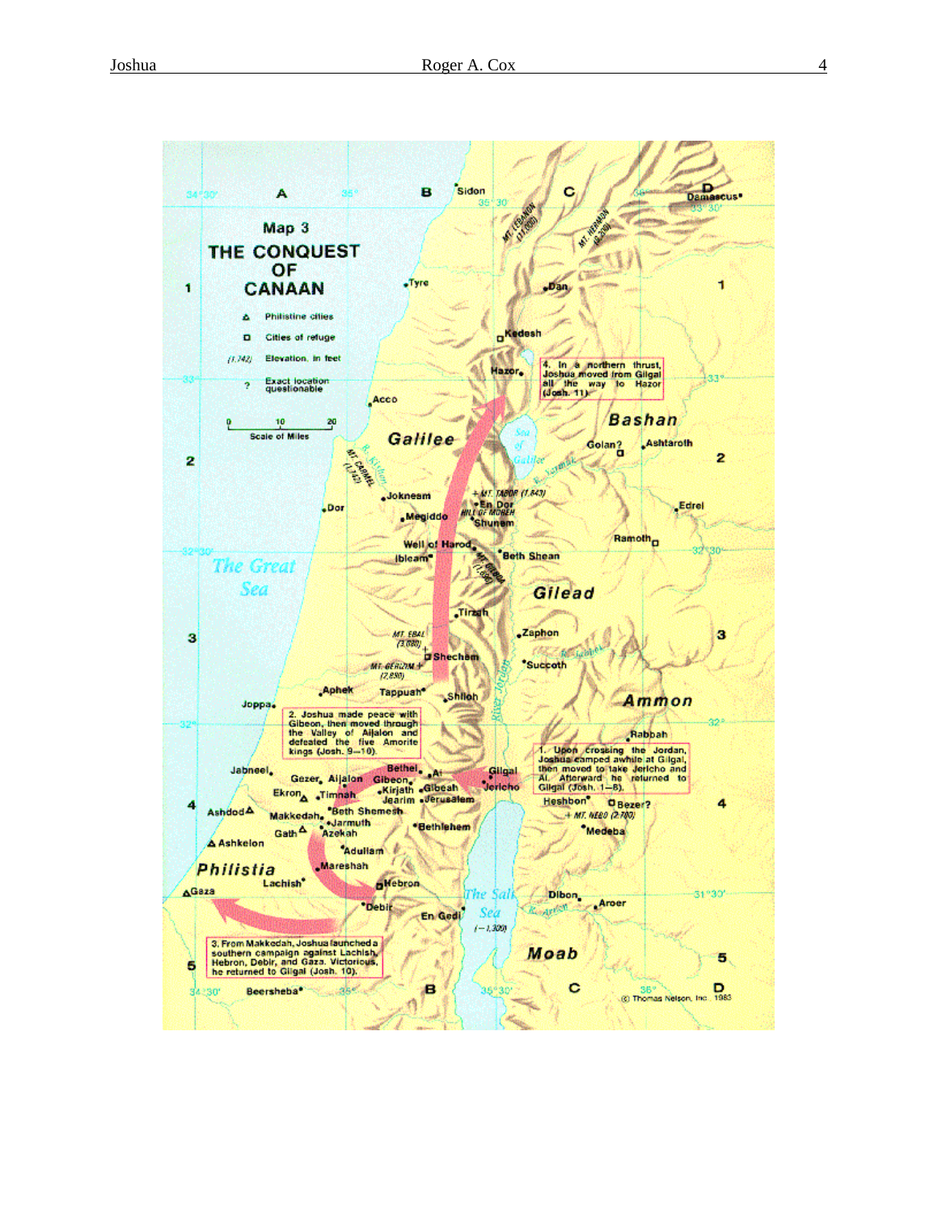## Map 3

# THE CONQUEST OF CANAAN

- △ Philistine cities
- □ Cities of refuge
- (1,742) Elevation, in feet
- ? Exact location questionable

Scale of Miles: 0, 10, 20

1. Upon crossing the Jordan, Joshua camped awhile at Gilgal, then moved to take Jericho and Ai. Afterward he returned to Gilgal (Josh. 1—8).

2. Joshua made peace with Gibeon, then moved through the Valley of Aijalon and defeated the five Amorite kings (Josh. 9—10).

3. From Makkedah, Joshua launched a southern campaign against Lachish, Hebron, Debir, and Gaza. Victorious, he returned to Gilgal (Josh. 10).

4. In a northern thrust, Joshua moved from Gilgal all the way to Hazor (Josh. 11).

© Thomas Nelson, Inc. 1983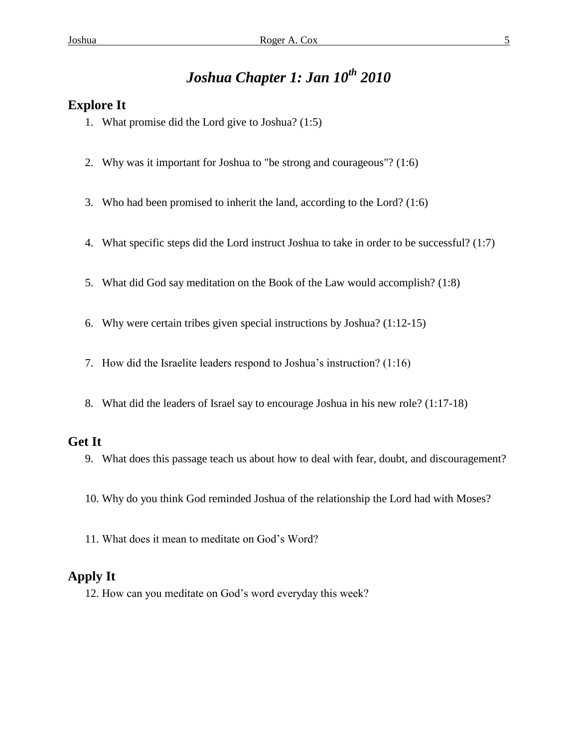# *Joshua Chapter 1: Jan 10th 2010*

## Explore It

1. What promise did the Lord give to Joshua? (1:5)

2. Why was it important for Joshua to "be strong and courageous"? (1:6)

3. Who had been promised to inherit the land, according to the Lord? (1:6)

4. What specific steps did the Lord instruct Joshua to take in order to be successful? (1:7)

5. What did God say meditation on the Book of the Law would accomplish? (1:8)

6. Why were certain tribes given special instructions by Joshua? (1:12-15)

7. How did the Israelite leaders respond to Joshua's instruction? (1:16)

8. What did the leaders of Israel say to encourage Joshua in his new role? (1:17-18)

## Get It

9. What does this passage teach us about how to deal with fear, doubt, and discouragement?

10. Why do you think God reminded Joshua of the relationship the Lord had with Moses?

11. What does it mean to meditate on God's Word?

## Apply It

12. How can you meditate on God's word everyday this week?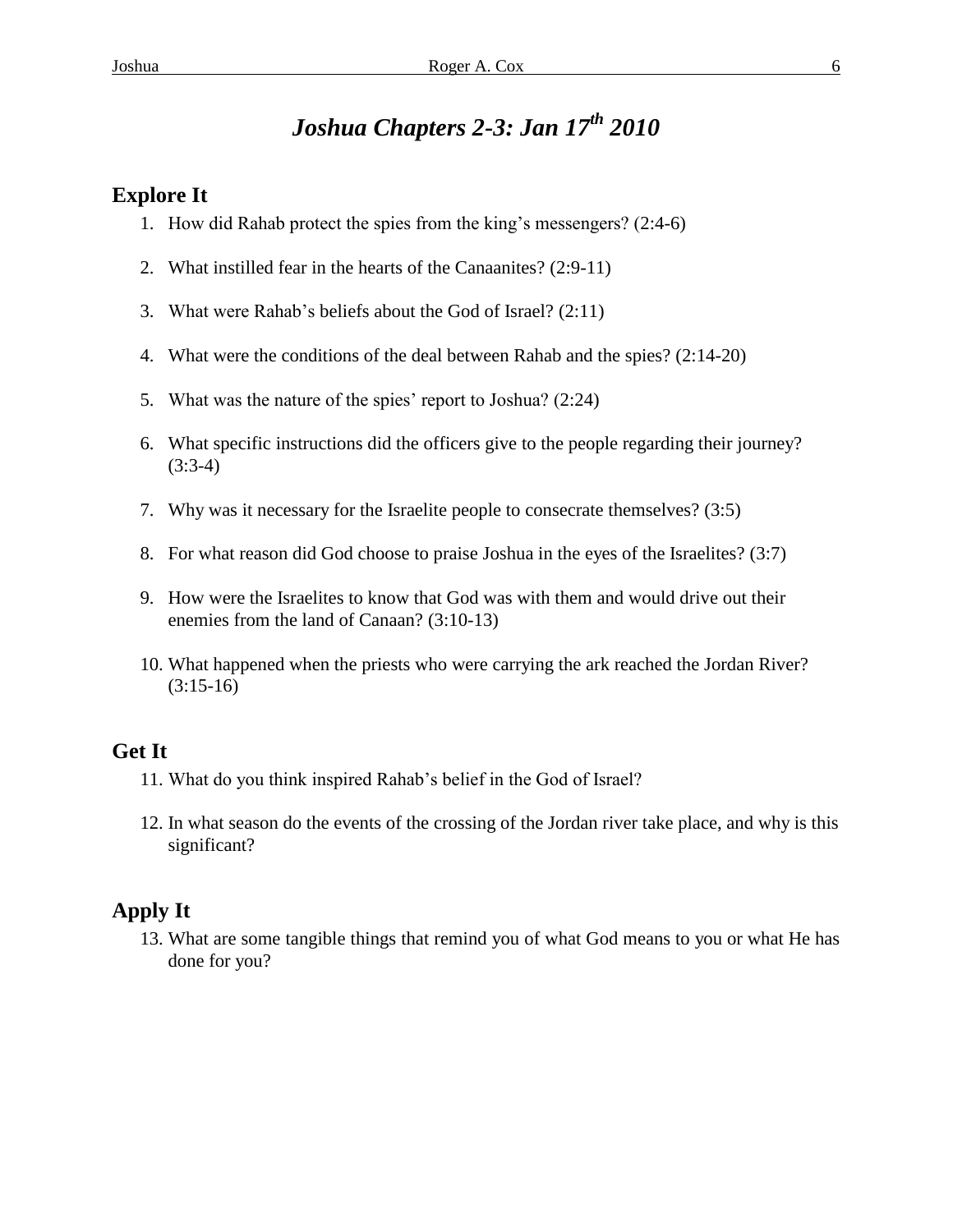# *Joshua Chapters 2-3: Jan 17th 2010*

## Explore It

1. How did Rahab protect the spies from the king's messengers? (2:4-6)
2. What instilled fear in the hearts of the Canaanites? (2:9-11)
3. What were Rahab's beliefs about the God of Israel? (2:11)
4. What were the conditions of the deal between Rahab and the spies? (2:14-20)
5. What was the nature of the spies' report to Joshua? (2:24)
6. What specific instructions did the officers give to the people regarding their journey? (3:3-4)
7. Why was it necessary for the Israelite people to consecrate themselves? (3:5)
8. For what reason did God choose to praise Joshua in the eyes of the Israelites? (3:7)
9. How were the Israelites to know that God was with them and would drive out their enemies from the land of Canaan? (3:10-13)
10. What happened when the priests who were carrying the ark reached the Jordan River? (3:15-16)

## Get It

11. What do you think inspired Rahab's belief in the God of Israel?
12. In what season do the events of the crossing of the Jordan river take place, and why is this significant?

## Apply It

13. What are some tangible things that remind you of what God means to you or what He has done for you?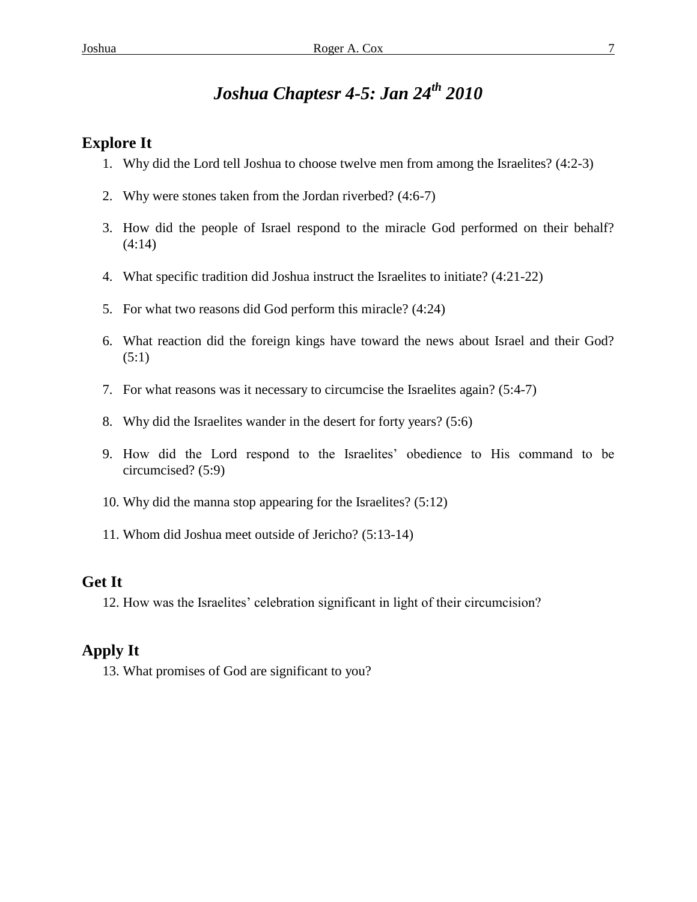# *Joshua Chaptesr 4-5: Jan 24th 2010*

## Explore It

1. Why did the Lord tell Joshua to choose twelve men from among the Israelites? (4:2-3)
2. Why were stones taken from the Jordan riverbed? (4:6-7)
3. How did the people of Israel respond to the miracle God performed on their behalf? (4:14)
4. What specific tradition did Joshua instruct the Israelites to initiate? (4:21-22)
5. For what two reasons did God perform this miracle? (4:24)
6. What reaction did the foreign kings have toward the news about Israel and their God? (5:1)
7. For what reasons was it necessary to circumcise the Israelites again? (5:4-7)
8. Why did the Israelites wander in the desert for forty years? (5:6)
9. How did the Lord respond to the Israelites' obedience to His command to be circumcised? (5:9)
10. Why did the manna stop appearing for the Israelites? (5:12)
11. Whom did Joshua meet outside of Jericho? (5:13-14)

## Get It

12. How was the Israelites' celebration significant in light of their circumcision?

## Apply It

13. What promises of God are significant to you?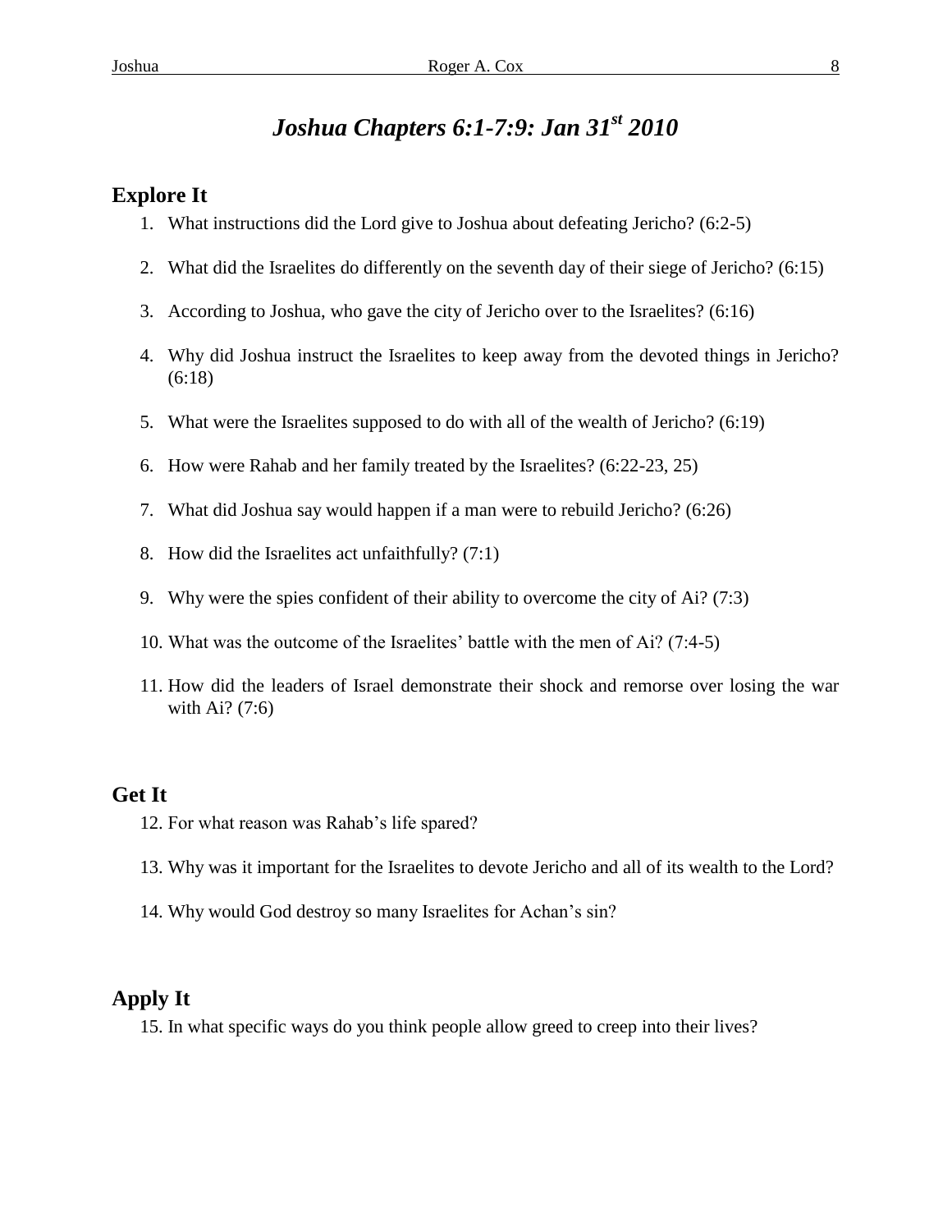# *Joshua Chapters 6:1-7:9: Jan 31st 2010*

## Explore It

1. What instructions did the Lord give to Joshua about defeating Jericho? (6:2-5)
2. What did the Israelites do differently on the seventh day of their siege of Jericho? (6:15)
3. According to Joshua, who gave the city of Jericho over to the Israelites? (6:16)
4. Why did Joshua instruct the Israelites to keep away from the devoted things in Jericho? (6:18)
5. What were the Israelites supposed to do with all of the wealth of Jericho? (6:19)
6. How were Rahab and her family treated by the Israelites? (6:22-23, 25)
7. What did Joshua say would happen if a man were to rebuild Jericho? (6:26)
8. How did the Israelites act unfaithfully? (7:1)
9. Why were the spies confident of their ability to overcome the city of Ai? (7:3)
10. What was the outcome of the Israelites' battle with the men of Ai? (7:4-5)
11. How did the leaders of Israel demonstrate their shock and remorse over losing the war with Ai? (7:6)

## Get It

12. For what reason was Rahab's life spared?
13. Why was it important for the Israelites to devote Jericho and all of its wealth to the Lord?
14. Why would God destroy so many Israelites for Achan's sin?

## Apply It

15. In what specific ways do you think people allow greed to creep into their lives?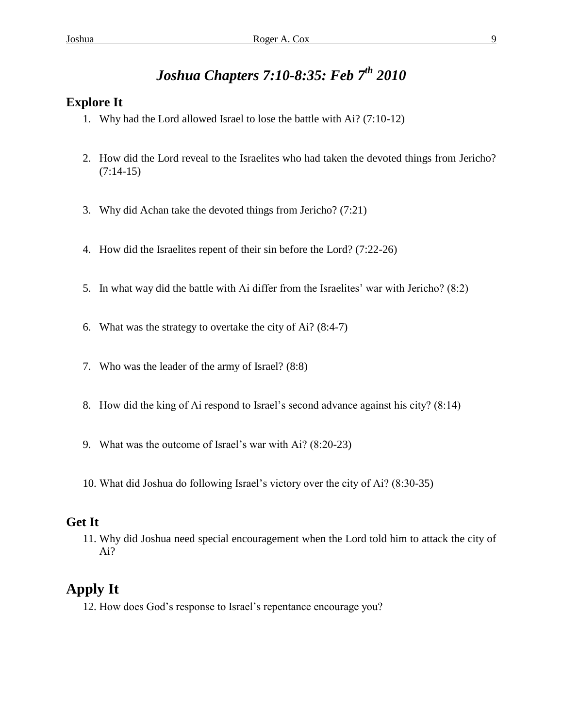# *Joshua Chapters 7:10-8:35: Feb 7th 2010*

## Explore It

1. Why had the Lord allowed Israel to lose the battle with Ai? (7:10-12)

2. How did the Lord reveal to the Israelites who had taken the devoted things from Jericho? (7:14-15)

3. Why did Achan take the devoted things from Jericho? (7:21)

4. How did the Israelites repent of their sin before the Lord? (7:22-26)

5. In what way did the battle with Ai differ from the Israelites' war with Jericho? (8:2)

6. What was the strategy to overtake the city of Ai? (8:4-7)

7. Who was the leader of the army of Israel? (8:8)

8. How did the king of Ai respond to Israel's second advance against his city? (8:14)

9. What was the outcome of Israel's war with Ai? (8:20-23)

10. What did Joshua do following Israel's victory over the city of Ai? (8:30-35)

## Get It

11. Why did Joshua need special encouragement when the Lord told him to attack the city of Ai?

# Apply It

12. How does God's response to Israel's repentance encourage you?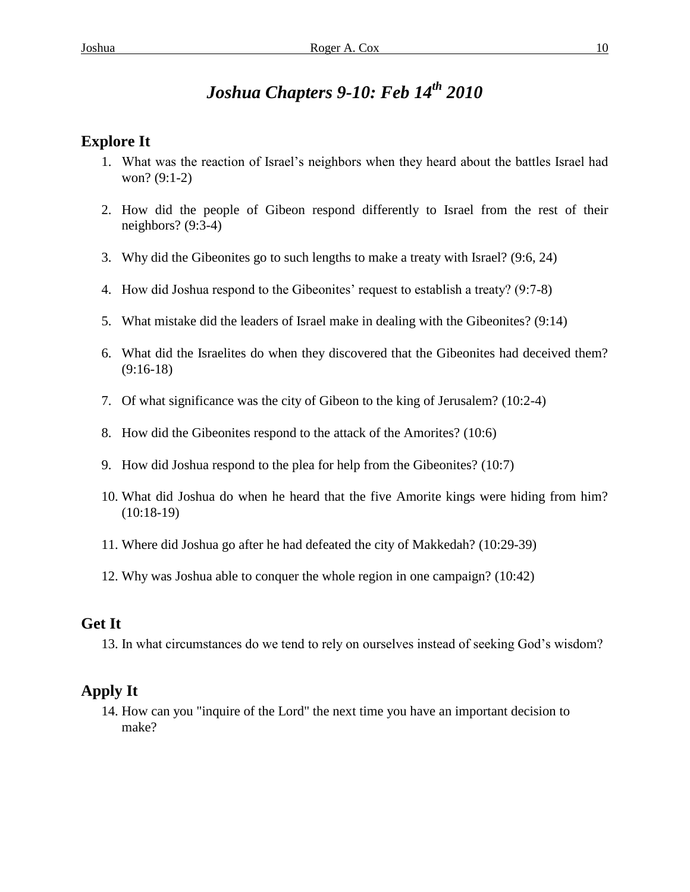# *Joshua Chapters 9-10: Feb 14th 2010*

## Explore It

1. What was the reaction of Israel's neighbors when they heard about the battles Israel had won? (9:1-2)

2. How did the people of Gibeon respond differently to Israel from the rest of their neighbors? (9:3-4)

3. Why did the Gibeonites go to such lengths to make a treaty with Israel? (9:6, 24)

4. How did Joshua respond to the Gibeonites' request to establish a treaty? (9:7-8)

5. What mistake did the leaders of Israel make in dealing with the Gibeonites? (9:14)

6. What did the Israelites do when they discovered that the Gibeonites had deceived them? (9:16-18)

7. Of what significance was the city of Gibeon to the king of Jerusalem? (10:2-4)

8. How did the Gibeonites respond to the attack of the Amorites? (10:6)

9. How did Joshua respond to the plea for help from the Gibeonites? (10:7)

10. What did Joshua do when he heard that the five Amorite kings were hiding from him? (10:18-19)

11. Where did Joshua go after he had defeated the city of Makkedah? (10:29-39)

12. Why was Joshua able to conquer the whole region in one campaign? (10:42)

## Get It

13. In what circumstances do we tend to rely on ourselves instead of seeking God's wisdom?

## Apply It

14. How can you "inquire of the Lord" the next time you have an important decision to make?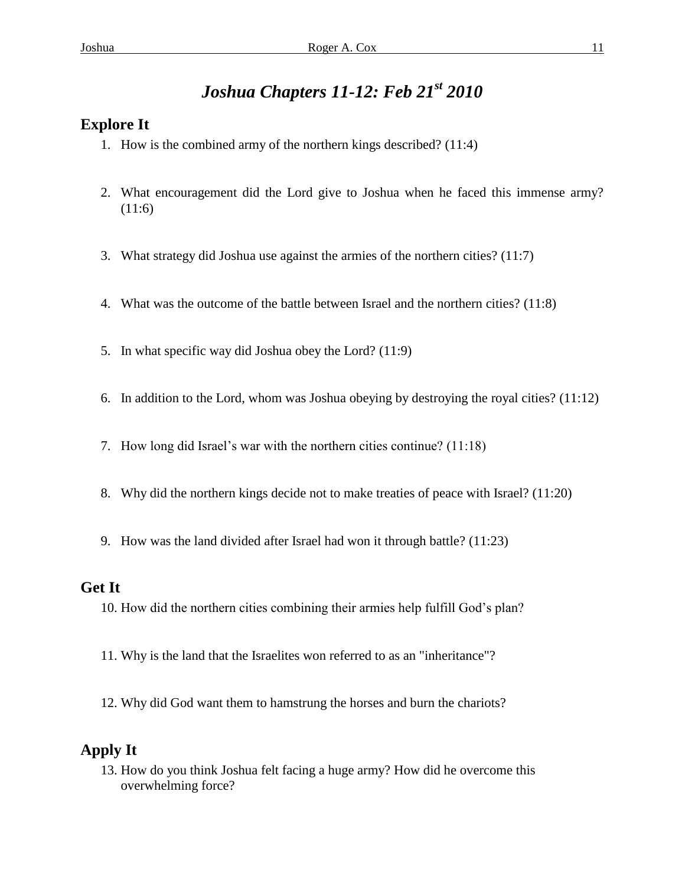# *Joshua Chapters 11-12: Feb 21st 2010*

## Explore It

1. How is the combined army of the northern kings described? (11:4)

2. What encouragement did the Lord give to Joshua when he faced this immense army? (11:6)

3. What strategy did Joshua use against the armies of the northern cities? (11:7)

4. What was the outcome of the battle between Israel and the northern cities? (11:8)

5. In what specific way did Joshua obey the Lord? (11:9)

6. In addition to the Lord, whom was Joshua obeying by destroying the royal cities? (11:12)

7. How long did Israel's war with the northern cities continue? (11:18)

8. Why did the northern kings decide not to make treaties of peace with Israel? (11:20)

9. How was the land divided after Israel had won it through battle? (11:23)

## Get It

10. How did the northern cities combining their armies help fulfill God's plan?

11. Why is the land that the Israelites won referred to as an "inheritance"?

12. Why did God want them to hamstrung the horses and burn the chariots?

## Apply It

13. How do you think Joshua felt facing a huge army? How did he overcome this overwhelming force?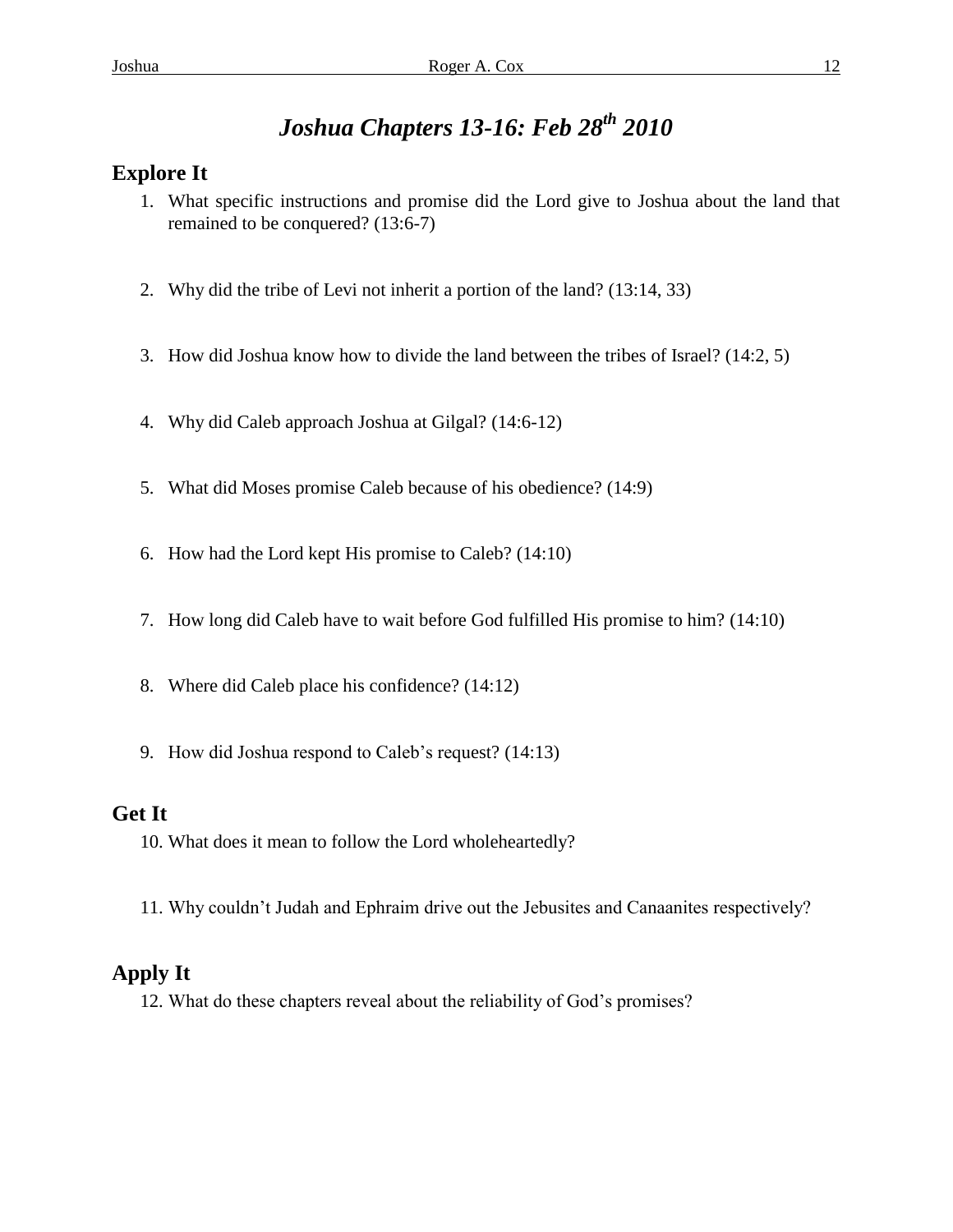# *Joshua Chapters 13-16: Feb 28th 2010*

## Explore It

1. What specific instructions and promise did the Lord give to Joshua about the land that remained to be conquered? (13:6-7)

2. Why did the tribe of Levi not inherit a portion of the land? (13:14, 33)

3. How did Joshua know how to divide the land between the tribes of Israel? (14:2, 5)

4. Why did Caleb approach Joshua at Gilgal? (14:6-12)

5. What did Moses promise Caleb because of his obedience? (14:9)

6. How had the Lord kept His promise to Caleb? (14:10)

7. How long did Caleb have to wait before God fulfilled His promise to him? (14:10)

8. Where did Caleb place his confidence? (14:12)

9. How did Joshua respond to Caleb's request? (14:13)

## Get It

10. What does it mean to follow the Lord wholeheartedly?

11. Why couldn't Judah and Ephraim drive out the Jebusites and Canaanites respectively?

## Apply It

12. What do these chapters reveal about the reliability of God's promises?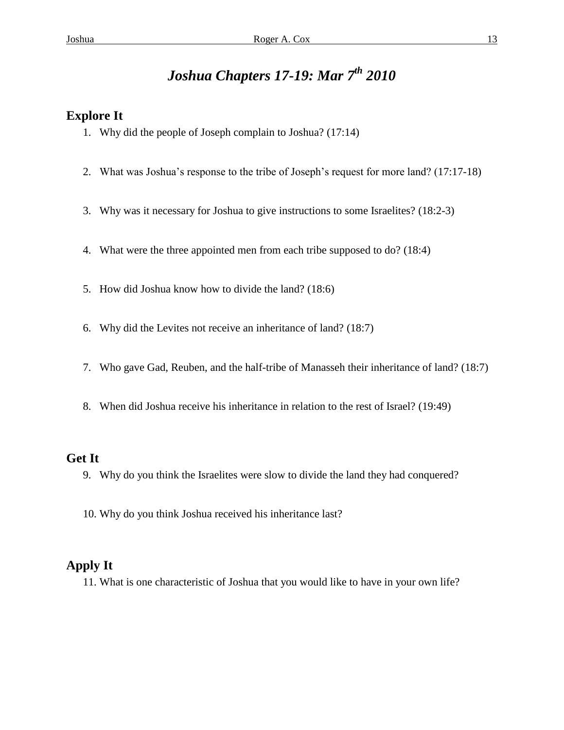# *Joshua Chapters 17-19: Mar 7th 2010*

## Explore It

1. Why did the people of Joseph complain to Joshua? (17:14)

2. What was Joshua's response to the tribe of Joseph's request for more land? (17:17-18)

3. Why was it necessary for Joshua to give instructions to some Israelites? (18:2-3)

4. What were the three appointed men from each tribe supposed to do? (18:4)

5. How did Joshua know how to divide the land? (18:6)

6. Why did the Levites not receive an inheritance of land? (18:7)

7. Who gave Gad, Reuben, and the half-tribe of Manasseh their inheritance of land? (18:7)

8. When did Joshua receive his inheritance in relation to the rest of Israel? (19:49)

## Get It

9. Why do you think the Israelites were slow to divide the land they had conquered?

10. Why do you think Joshua received his inheritance last?

## Apply It

11. What is one characteristic of Joshua that you would like to have in your own life?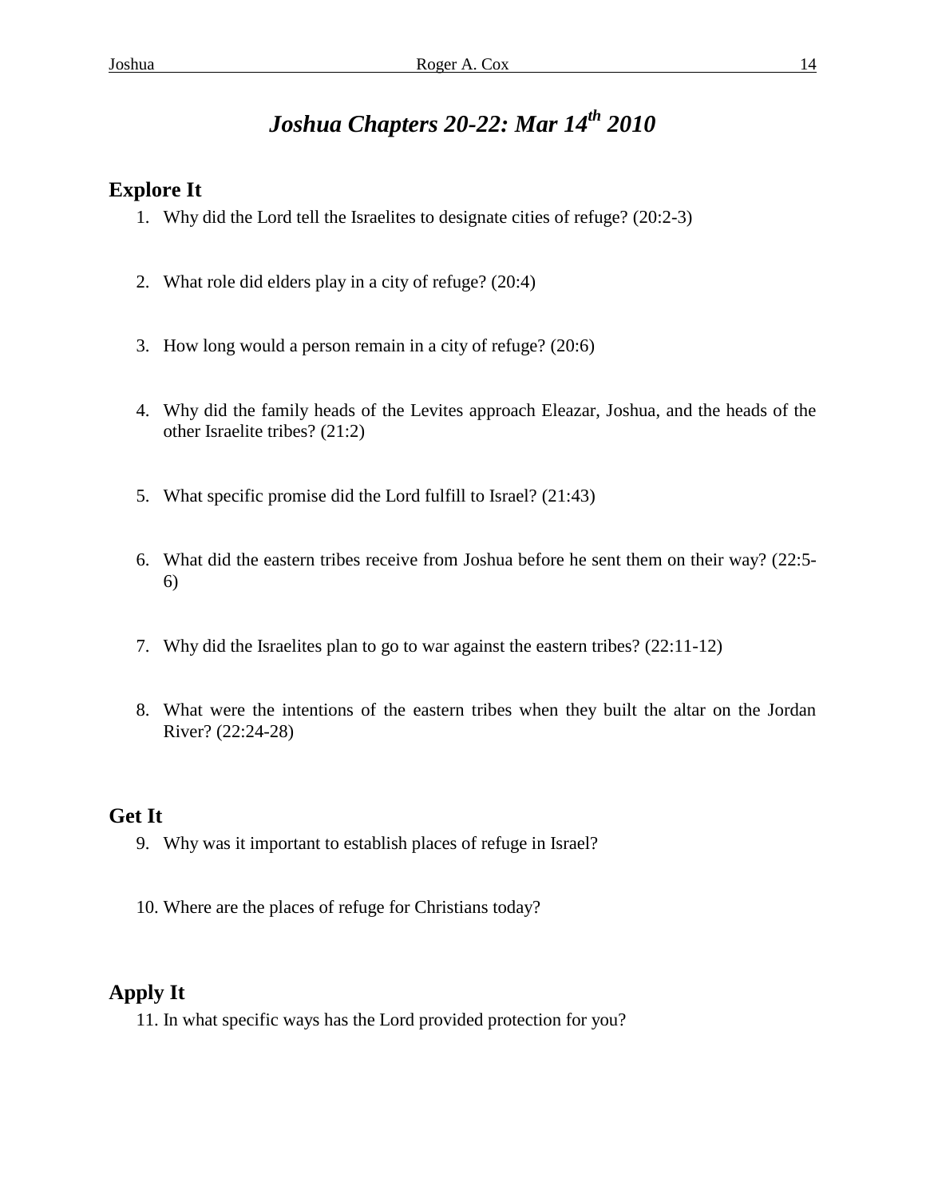# *Joshua Chapters 20-22: Mar 14th 2010*

## Explore It

1. Why did the Lord tell the Israelites to designate cities of refuge? (20:2-3)

2. What role did elders play in a city of refuge? (20:4)

3. How long would a person remain in a city of refuge? (20:6)

4. Why did the family heads of the Levites approach Eleazar, Joshua, and the heads of the other Israelite tribes? (21:2)

5. What specific promise did the Lord fulfill to Israel? (21:43)

6. What did the eastern tribes receive from Joshua before he sent them on their way? (22:5-6)

7. Why did the Israelites plan to go to war against the eastern tribes? (22:11-12)

8. What were the intentions of the eastern tribes when they built the altar on the Jordan River? (22:24-28)

## Get It

9. Why was it important to establish places of refuge in Israel?

10. Where are the places of refuge for Christians today?

## Apply It

11. In what specific ways has the Lord provided protection for you?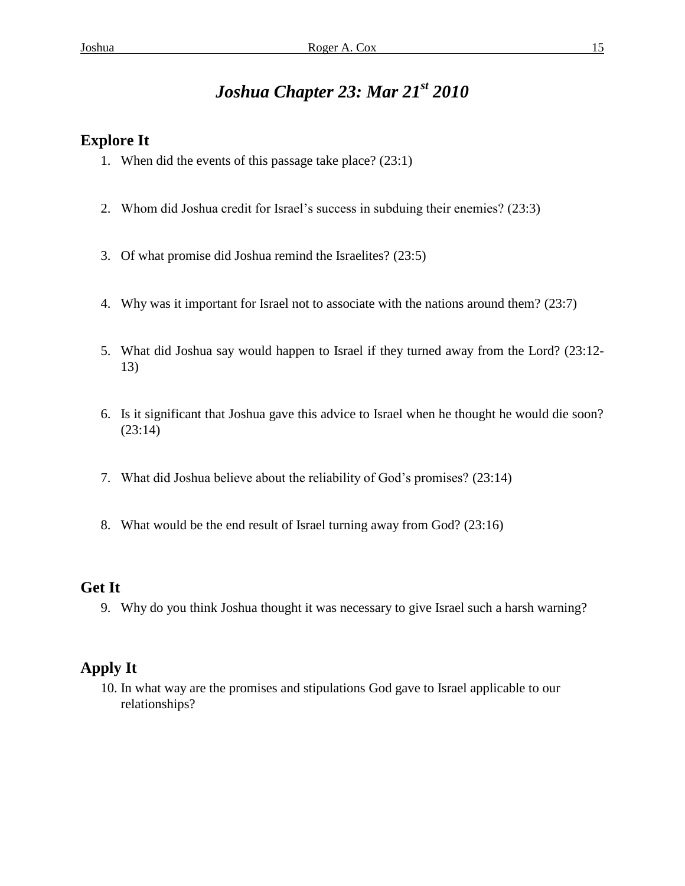# *Joshua Chapter 23: Mar 21st 2010*

## Explore It

1. When did the events of this passage take place? (23:1)
2. Whom did Joshua credit for Israel's success in subduing their enemies? (23:3)
3. Of what promise did Joshua remind the Israelites? (23:5)
4. Why was it important for Israel not to associate with the nations around them? (23:7)
5. What did Joshua say would happen to Israel if they turned away from the Lord? (23:12-13)
6. Is it significant that Joshua gave this advice to Israel when he thought he would die soon? (23:14)
7. What did Joshua believe about the reliability of God's promises? (23:14)
8. What would be the end result of Israel turning away from God? (23:16)

## Get It

9. Why do you think Joshua thought it was necessary to give Israel such a harsh warning?

## Apply It

10. In what way are the promises and stipulations God gave to Israel applicable to our relationships?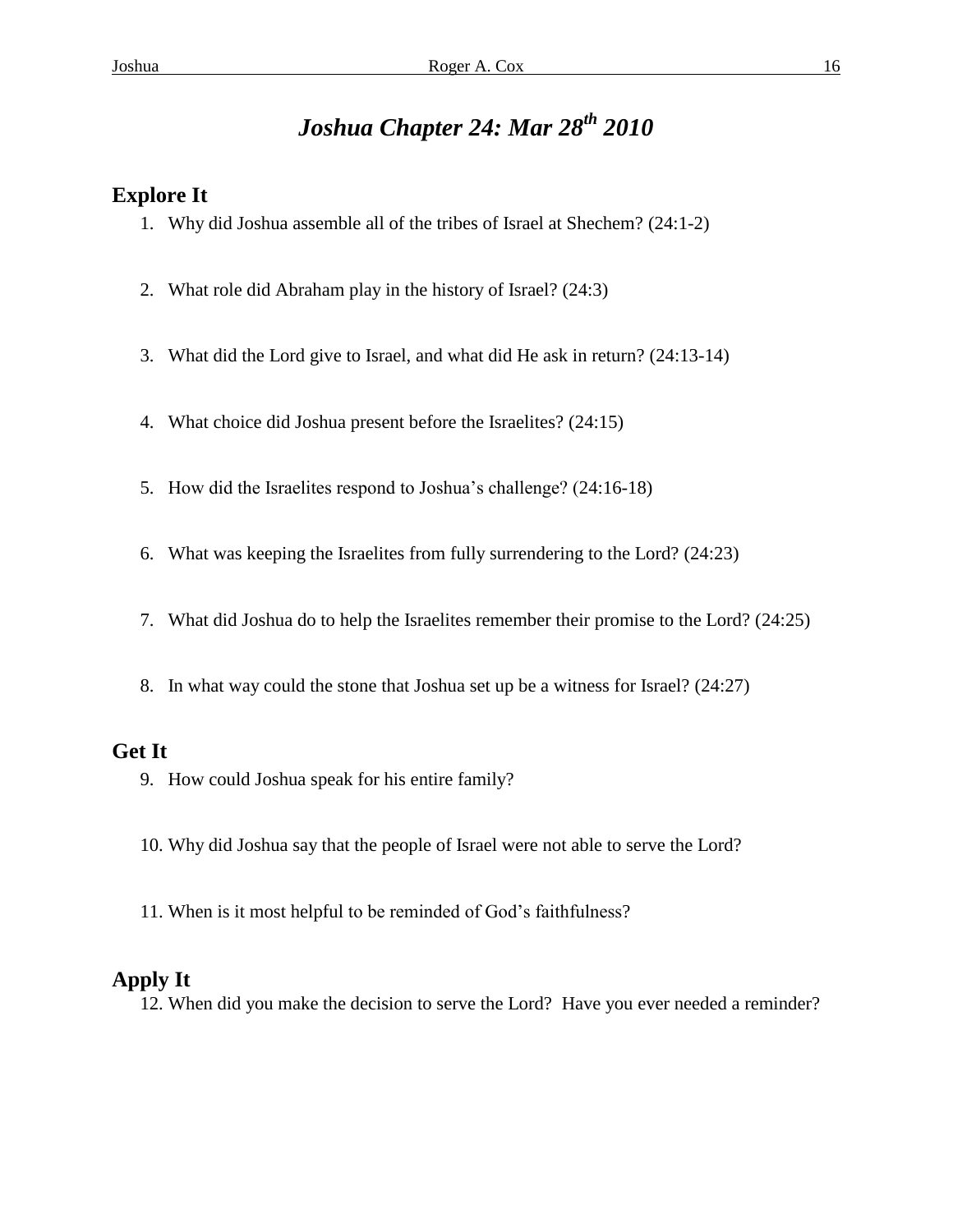# *Joshua Chapter 24: Mar 28th 2010*

## Explore It

1. Why did Joshua assemble all of the tribes of Israel at Shechem? (24:1-2)
2. What role did Abraham play in the history of Israel? (24:3)
3. What did the Lord give to Israel, and what did He ask in return? (24:13-14)
4. What choice did Joshua present before the Israelites? (24:15)
5. How did the Israelites respond to Joshua's challenge? (24:16-18)
6. What was keeping the Israelites from fully surrendering to the Lord? (24:23)
7. What did Joshua do to help the Israelites remember their promise to the Lord? (24:25)
8. In what way could the stone that Joshua set up be a witness for Israel? (24:27)

## Get It

9. How could Joshua speak for his entire family?
10. Why did Joshua say that the people of Israel were not able to serve the Lord?
11. When is it most helpful to be reminded of God's faithfulness?

## Apply It

12. When did you make the decision to serve the Lord? Have you ever needed a reminder?